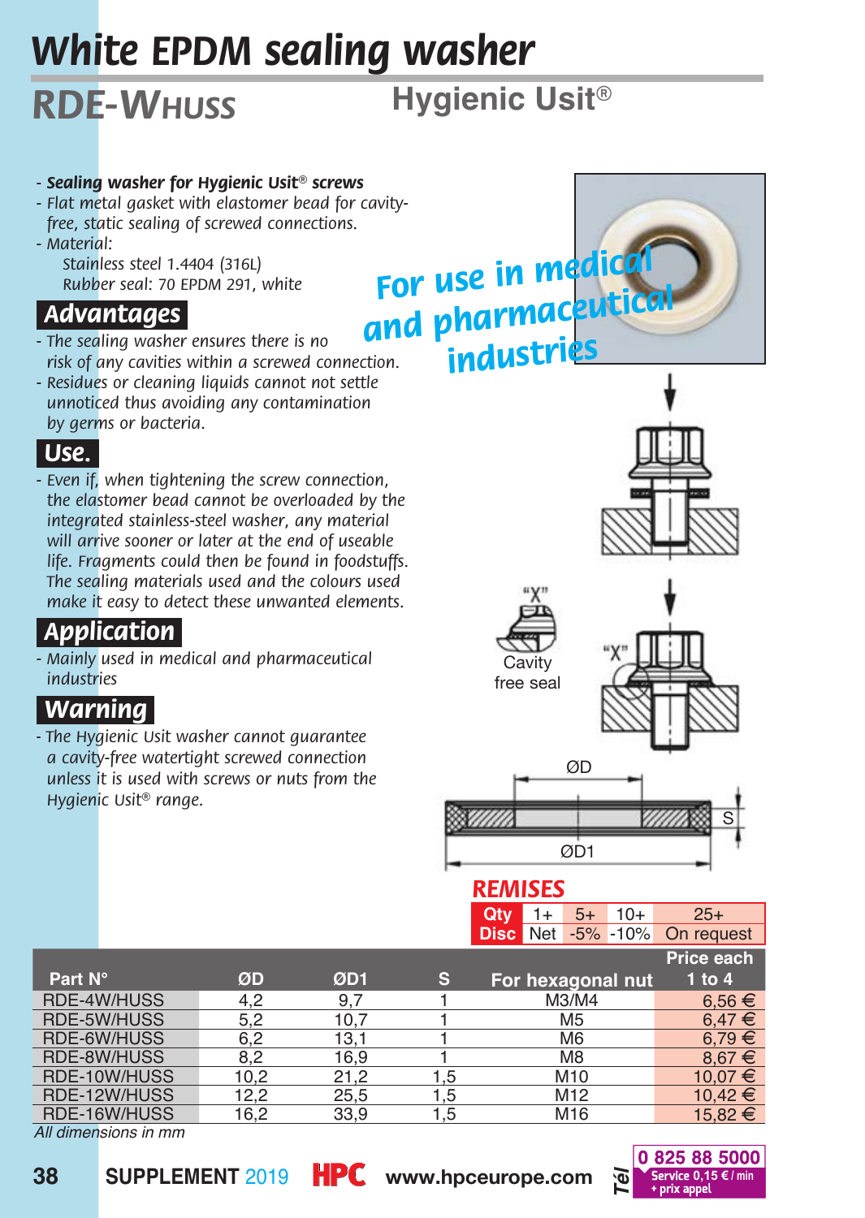# White EPDM sealing washer

## RDE-WHUSS

**Hygienic Usit®**

- ***Sealing washer for Hygienic Usit® screws***
- *Flat metal gasket with elastomer bead for cavity-free, static sealing of screwed connections.*
- *Material:*
  *Stainless steel 1.4404 (316L)*
  *Rubber seal: 70 EPDM 291, white*

**For use in medical and pharmaceutical industries**

### Advantages

- *The sealing washer ensures there is no risk of any cavities within a screwed connection.*
- *Residues or cleaning liquids cannot not settle unnoticed thus avoiding any contamination by germs or bacteria.*

### Use.

- *Even if, when tightening the screw connection, the elastomer bead cannot be overloaded by the integrated stainless-steel washer, any material will arrive sooner or later at the end of useable life. Fragments could then be found in foodstuffs. The sealing materials used and the colours used make it easy to detect these unwanted elements.*

### Application

- *Mainly used in medical and pharmaceutical industries*

### Warning

- *The Hygienic Usit washer cannot guarantee a cavity-free watertight screwed connection unless it is used with screws or nuts from the Hygienic Usit® range.*

"X"

Cavity free seal

ØD

S

ØD1

**REMISES**

| Qty | 1+ | 5+ | 10+ | 25+ |
|---|---|---|---|---|
| Disc | Net | -5% | -10% | On request |

| Part N° | ØD | ØD1 | S | For hexagonal nut | Price each 1 to 4 |
|---|---|---|---|---|---|
| RDE-4W/HUSS | 4,2 | 9,7 | 1 | M3/M4 | 6,56 € |
| RDE-5W/HUSS | 5,2 | 10,7 | 1 | M5 | 6,47 € |
| RDE-6W/HUSS | 6,2 | 13,1 | 1 | M6 | 6,79 € |
| RDE-8W/HUSS | 8,2 | 16,9 | 1 | M8 | 8,67 € |
| RDE-10W/HUSS | 10,2 | 21,2 | 1,5 | M10 | 10,07 € |
| RDE-12W/HUSS | 12,2 | 25,5 | 1,5 | M12 | 10,42 € |
| RDE-16W/HUSS | 16,2 | 33,9 | 1,5 | M16 | 15,82 € |

*All dimensions in mm*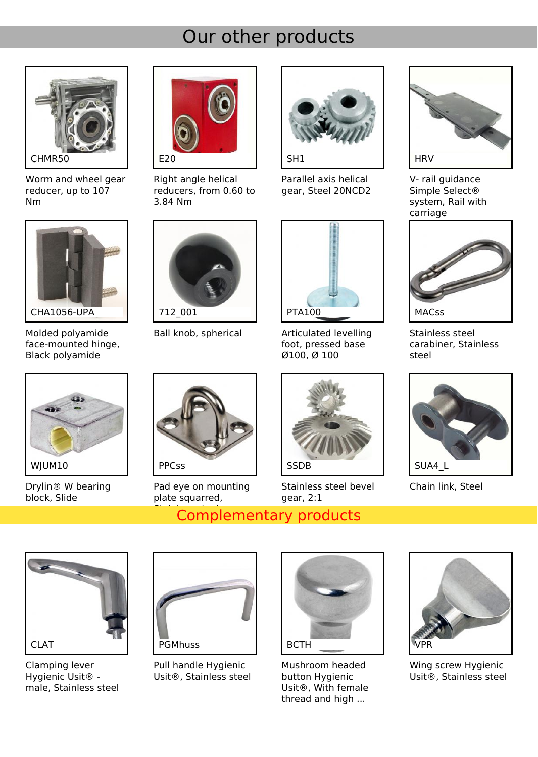# Our other products

CHMR50

Worm and wheel gear reducer, up to 107 Nm

E20

Right angle helical reducers, from 0.60 to 3.84 Nm

SH1

Parallel axis helical gear, Steel 20NCD2

HRV

V- rail guidance Simple Select® system, Rail with carriage

CHA1056-UPA_

Molded polyamide face-mounted hinge, Black polyamide

712_001

Ball knob, spherical

PTA100

Articulated levelling foot, pressed base Ø100, Ø 100

MACss

Stainless steel carabiner, Stainless steel

WJUM10

Drylin® W bearing block, Slide

PPCss

Pad eye on mounting plate squarred,

SSDB

Stainless steel bevel gear, 2:1

SUA4_L

Chain link, Steel

# Complementary products

CLAT

Clamping lever Hygienic Usit® - male, Stainless steel

PGMhuss

Pull handle Hygienic Usit®, Stainless steel

BCTH

Mushroom headed button Hygienic Usit®, With female thread and high ...

VPR

Wing screw Hygienic Usit®, Stainless steel